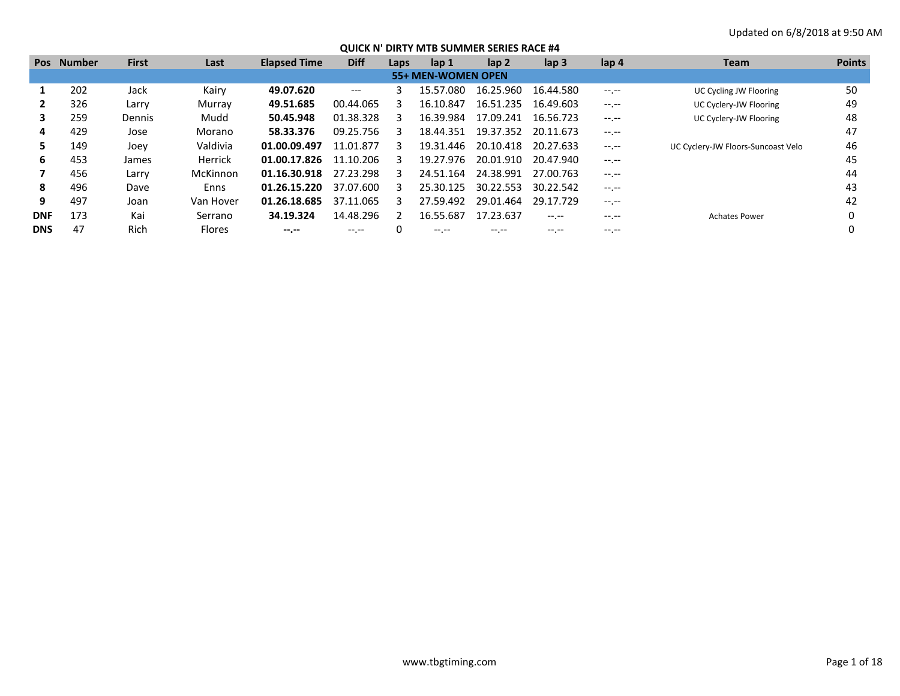Updated on 6/8/2018 at 9:50 AM

## QUICK N' DIRTY MTB SUMMER SERIES RACE #4

| Pos | Number | First | Last | Elapsed Time | Diff | Laps | lap 1 | lap 2 | lap 3 | lap 4 | Team | Points |
|---|---|---|---|---|---|---|---|---|---|---|---|---|
| **55+ MEN-WOMEN OPEN** | | | | | | | | | | | | |
| **1** | 202 | Jack | Kairy | **49.07.620** | --- | 3 | 15.57.080 | 16.25.960 | 16.44.580 | --.-- | UC Cycling JW Flooring | 50 |
| **2** | 326 | Larry | Murray | **49.51.685** | 00.44.065 | 3 | 16.10.847 | 16.51.235 | 16.49.603 | --.-- | UC Cyclery-JW Flooring | 49 |
| **3** | 259 | Dennis | Mudd | **50.45.948** | 01.38.328 | 3 | 16.39.984 | 17.09.241 | 16.56.723 | --.-- | UC Cyclery-JW Flooring | 48 |
| **4** | 429 | Jose | Morano | **58.33.376** | 09.25.756 | 3 | 18.44.351 | 19.37.352 | 20.11.673 | --.-- | | 47 |
| **5** | 149 | Joey | Valdivia | **01.00.09.497** | 11.01.877 | 3 | 19.31.446 | 20.10.418 | 20.27.633 | --.-- | UC Cyclery-JW Floors-Suncoast Velo | 46 |
| **6** | 453 | James | Herrick | **01.00.17.826** | 11.10.206 | 3 | 19.27.976 | 20.01.910 | 20.47.940 | --.-- | | 45 |
| **7** | 456 | Larry | McKinnon | **01.16.30.918** | 27.23.298 | 3 | 24.51.164 | 24.38.991 | 27.00.763 | --.-- | | 44 |
| **8** | 496 | Dave | Enns | **01.26.15.220** | 37.07.600 | 3 | 25.30.125 | 30.22.553 | 30.22.542 | --.-- | | 43 |
| **9** | 497 | Joan | Van Hover | **01.26.18.685** | 37.11.065 | 3 | 27.59.492 | 29.01.464 | 29.17.729 | --.-- | | 42 |
| **DNF** | 173 | Kai | Serrano | **34.19.324** | 14.48.296 | 2 | 16.55.687 | 17.23.637 | --.-- | --.-- | Achates Power | 0 |
| **DNS** | 47 | Rich | Flores | **--.--** | --.-- | 0 | --.-- | --.-- | --.-- | --.-- | | 0 |

www.tbgtiming.com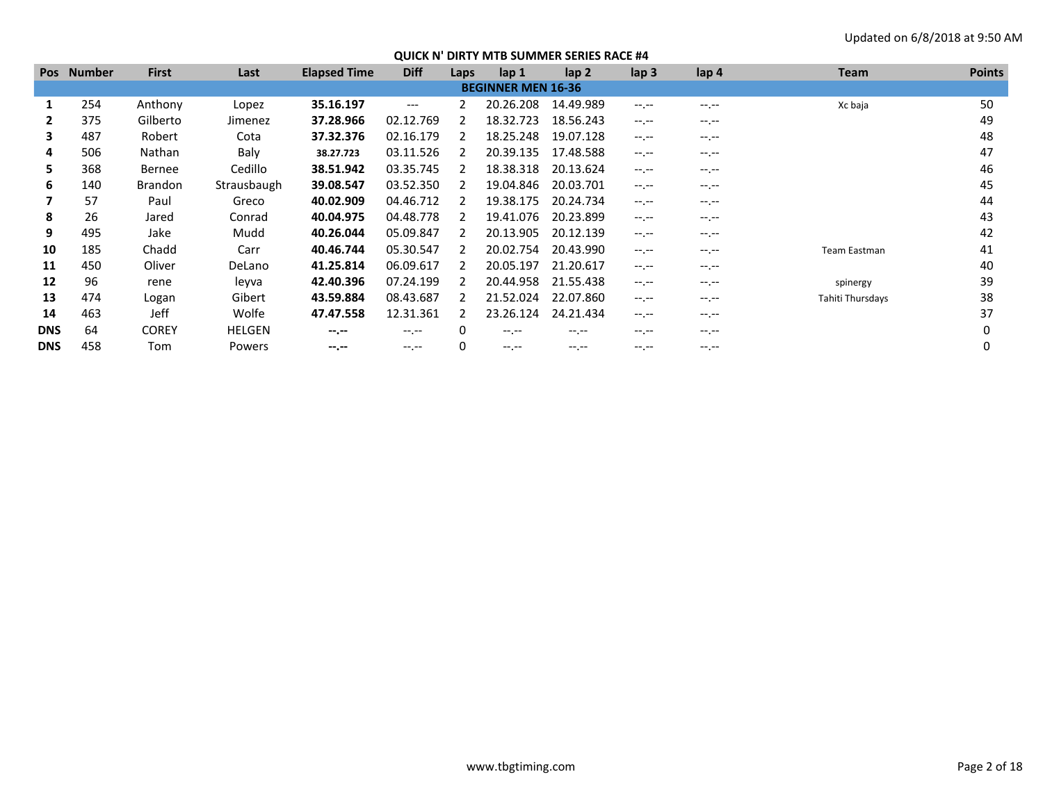Updated on 6/8/2018 at 9:50 AM

## QUICK N' DIRTY MTB SUMMER SERIES RACE #4

| Pos | Number | First | Last | Elapsed Time | Diff | Laps | lap 1 | lap 2 | lap 3 | lap 4 | Team | Points |
|---|---|---|---|---|---|---|---|---|---|---|---|---|
| **BEGINNER MEN 16-36** | | | | | | | | | | | | |
| **1** | 254 | Anthony | Lopez | **35.16.197** | --- | 2 | 20.26.208 | 14.49.989 | --.-- | --.-- | Xc baja | 50 |
| **2** | 375 | Gilberto | Jimenez | **37.28.966** | 02.12.769 | 2 | 18.32.723 | 18.56.243 | --.-- | --.-- | | 49 |
| **3** | 487 | Robert | Cota | **37.32.376** | 02.16.179 | 2 | 18.25.248 | 19.07.128 | --.-- | --.-- | | 48 |
| **4** | 506 | Nathan | Baly | **38.27.723** | 03.11.526 | 2 | 20.39.135 | 17.48.588 | --.-- | --.-- | | 47 |
| **5** | 368 | Bernee | Cedillo | **38.51.942** | 03.35.745 | 2 | 18.38.318 | 20.13.624 | --.-- | --.-- | | 46 |
| **6** | 140 | Brandon | Strausbaugh | **39.08.547** | 03.52.350 | 2 | 19.04.846 | 20.03.701 | --.-- | --.-- | | 45 |
| **7** | 57 | Paul | Greco | **40.02.909** | 04.46.712 | 2 | 19.38.175 | 20.24.734 | --.-- | --.-- | | 44 |
| **8** | 26 | Jared | Conrad | **40.04.975** | 04.48.778 | 2 | 19.41.076 | 20.23.899 | --.-- | --.-- | | 43 |
| **9** | 495 | Jake | Mudd | **40.26.044** | 05.09.847 | 2 | 20.13.905 | 20.12.139 | --.-- | --.-- | | 42 |
| **10** | 185 | Chadd | Carr | **40.46.744** | 05.30.547 | 2 | 20.02.754 | 20.43.990 | --.-- | --.-- | Team Eastman | 41 |
| **11** | 450 | Oliver | DeLano | **41.25.814** | 06.09.617 | 2 | 20.05.197 | 21.20.617 | --.-- | --.-- | | 40 |
| **12** | 96 | rene | leyva | **42.40.396** | 07.24.199 | 2 | 20.44.958 | 21.55.438 | --.-- | --.-- | spinergy | 39 |
| **13** | 474 | Logan | Gibert | **43.59.884** | 08.43.687 | 2 | 21.52.024 | 22.07.860 | --.-- | --.-- | Tahiti Thursdays | 38 |
| **14** | 463 | Jeff | Wolfe | **47.47.558** | 12.31.361 | 2 | 23.26.124 | 24.21.434 | --.-- | --.-- | | 37 |
| **DNS** | 64 | COREY | HELGEN | **--.--** | --.-- | 0 | --.-- | --.-- | --.-- | --.-- | | 0 |
| **DNS** | 458 | Tom | Powers | **--.--** | --.-- | 0 | --.-- | --.-- | --.-- | --.-- | | 0 |

www.tbgtiming.com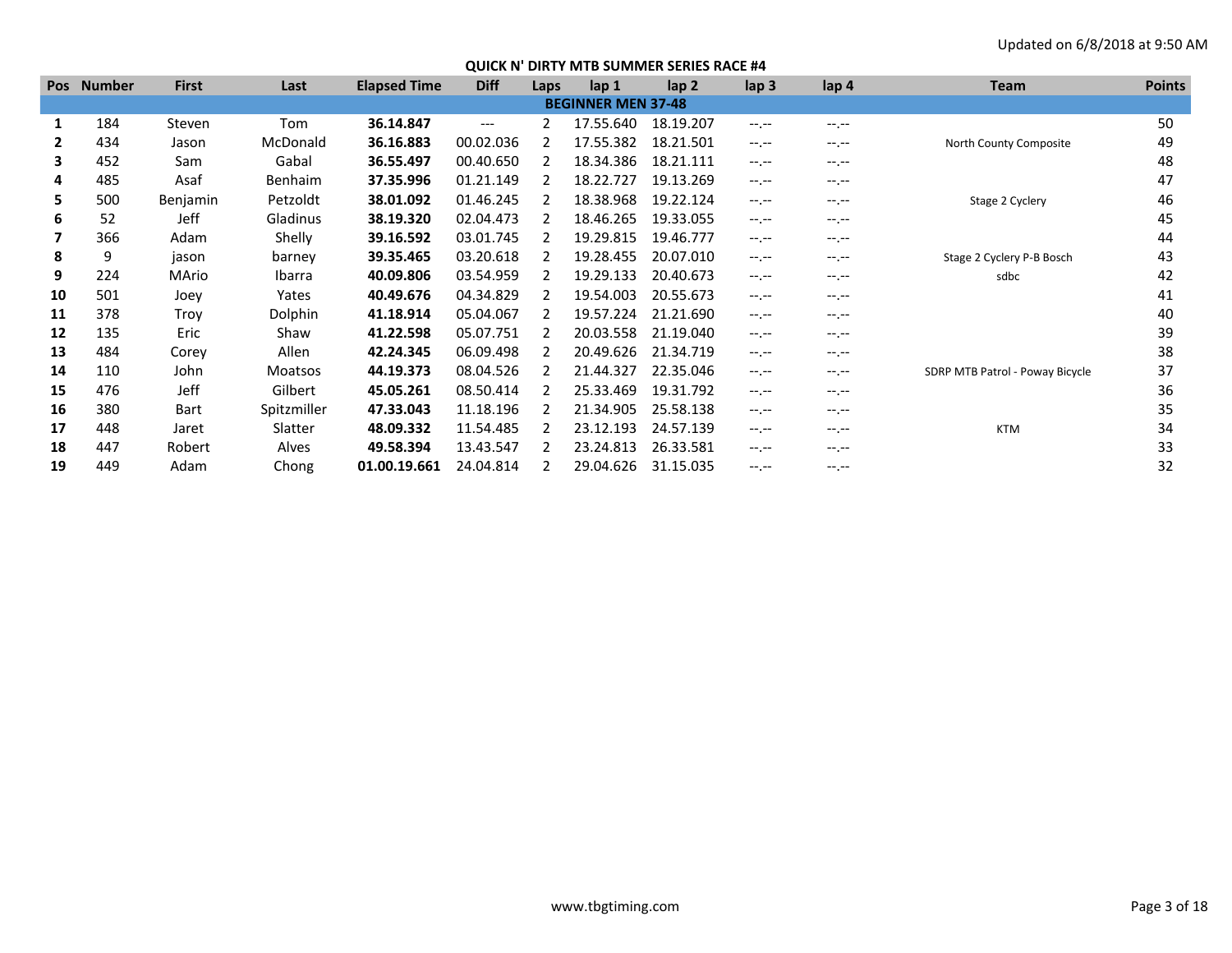Updated on 6/8/2018 at 9:50 AM

**QUICK N' DIRTY MTB SUMMER SERIES RACE #4**

| Pos | Number | First | Last | Elapsed Time | Diff | Laps | lap 1 | lap 2 | lap 3 | lap 4 | Team | Points |
|---|---|---|---|---|---|---|---|---|---|---|---|---|
| | | | | | | **BEGINNER MEN 37-48** | | | | | | |
| **1** | 184 | Steven | Tom | **36.14.847** | --- | 2 | 17.55.640 | 18.19.207 | --.-- | --.-- | | 50 |
| **2** | 434 | Jason | McDonald | **36.16.883** | 00.02.036 | 2 | 17.55.382 | 18.21.501 | --.-- | --.-- | North County Composite | 49 |
| **3** | 452 | Sam | Gabal | **36.55.497** | 00.40.650 | 2 | 18.34.386 | 18.21.111 | --.-- | --.-- | | 48 |
| **4** | 485 | Asaf | Benhaim | **37.35.996** | 01.21.149 | 2 | 18.22.727 | 19.13.269 | --.-- | --.-- | | 47 |
| **5** | 500 | Benjamin | Petzoldt | **38.01.092** | 01.46.245 | 2 | 18.38.968 | 19.22.124 | --.-- | --.-- | Stage 2 Cyclery | 46 |
| **6** | 52 | Jeff | Gladinus | **38.19.320** | 02.04.473 | 2 | 18.46.265 | 19.33.055 | --.-- | --.-- | | 45 |
| **7** | 366 | Adam | Shelly | **39.16.592** | 03.01.745 | 2 | 19.29.815 | 19.46.777 | --.-- | --.-- | | 44 |
| **8** | 9 | jason | barney | **39.35.465** | 03.20.618 | 2 | 19.28.455 | 20.07.010 | --.-- | --.-- | Stage 2 Cyclery P-B Bosch | 43 |
| **9** | 224 | MArio | Ibarra | **40.09.806** | 03.54.959 | 2 | 19.29.133 | 20.40.673 | --.-- | --.-- | sdbc | 42 |
| **10** | 501 | Joey | Yates | **40.49.676** | 04.34.829 | 2 | 19.54.003 | 20.55.673 | --.-- | --.-- | | 41 |
| **11** | 378 | Troy | Dolphin | **41.18.914** | 05.04.067 | 2 | 19.57.224 | 21.21.690 | --.-- | --.-- | | 40 |
| **12** | 135 | Eric | Shaw | **41.22.598** | 05.07.751 | 2 | 20.03.558 | 21.19.040 | --.-- | --.-- | | 39 |
| **13** | 484 | Corey | Allen | **42.24.345** | 06.09.498 | 2 | 20.49.626 | 21.34.719 | --.-- | --.-- | | 38 |
| **14** | 110 | John | Moatsos | **44.19.373** | 08.04.526 | 2 | 21.44.327 | 22.35.046 | --.-- | --.-- | SDRP MTB Patrol - Poway Bicycle | 37 |
| **15** | 476 | Jeff | Gilbert | **45.05.261** | 08.50.414 | 2 | 25.33.469 | 19.31.792 | --.-- | --.-- | | 36 |
| **16** | 380 | Bart | Spitzmiller | **47.33.043** | 11.18.196 | 2 | 21.34.905 | 25.58.138 | --.-- | --.-- | | 35 |
| **17** | 448 | Jaret | Slatter | **48.09.332** | 11.54.485 | 2 | 23.12.193 | 24.57.139 | --.-- | --.-- | KTM | 34 |
| **18** | 447 | Robert | Alves | **49.58.394** | 13.43.547 | 2 | 23.24.813 | 26.33.581 | --.-- | --.-- | | 33 |
| **19** | 449 | Adam | Chong | **01.00.19.661** | 24.04.814 | 2 | 29.04.626 | 31.15.035 | --.-- | --.-- | | 32 |

www.tbgtiming.com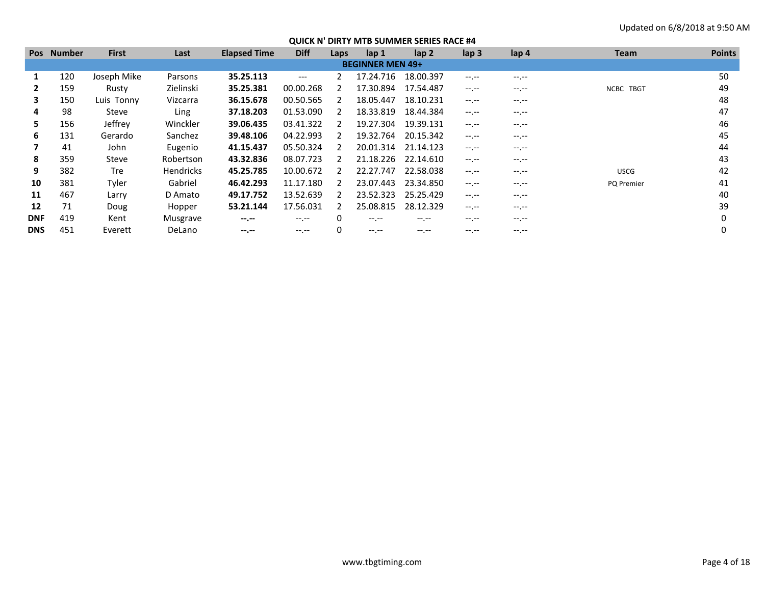Updated on 6/8/2018 at 9:50 AM

## QUICK N' DIRTY MTB SUMMER SERIES RACE #4

| Pos | Number | First | Last | Elapsed Time | Diff | Laps | lap 1 | lap 2 | lap 3 | lap 4 | Team | Points |
|---|---|---|---|---|---|---|---|---|---|---|---|---|
| **BEGINNER MEN 49+** | | | | | | | | | | | | |
| **1** | 120 | Joseph Mike | Parsons | **35.25.113** | --- | 2 | 17.24.716 | 18.00.397 | --.-- | --.-- | | 50 |
| **2** | 159 | Rusty | Zielinski | **35.25.381** | 00.00.268 | 2 | 17.30.894 | 17.54.487 | --.-- | --.-- | NCBC TBGT | 49 |
| **3** | 150 | Luis Tonny | Vizcarra | **36.15.678** | 00.50.565 | 2 | 18.05.447 | 18.10.231 | --.-- | --.-- | | 48 |
| **4** | 98 | Steve | Ling | **37.18.203** | 01.53.090 | 2 | 18.33.819 | 18.44.384 | --.-- | --.-- | | 47 |
| **5** | 156 | Jeffrey | Winckler | **39.06.435** | 03.41.322 | 2 | 19.27.304 | 19.39.131 | --.-- | --.-- | | 46 |
| **6** | 131 | Gerardo | Sanchez | **39.48.106** | 04.22.993 | 2 | 19.32.764 | 20.15.342 | --.-- | --.-- | | 45 |
| **7** | 41 | John | Eugenio | **41.15.437** | 05.50.324 | 2 | 20.01.314 | 21.14.123 | --.-- | --.-- | | 44 |
| **8** | 359 | Steve | Robertson | **43.32.836** | 08.07.723 | 2 | 21.18.226 | 22.14.610 | --.-- | --.-- | | 43 |
| **9** | 382 | Tre | Hendricks | **45.25.785** | 10.00.672 | 2 | 22.27.747 | 22.58.038 | --.-- | --.-- | USCG | 42 |
| **10** | 381 | Tyler | Gabriel | **46.42.293** | 11.17.180 | 2 | 23.07.443 | 23.34.850 | --.-- | --.-- | PQ Premier | 41 |
| **11** | 467 | Larry | D Amato | **49.17.752** | 13.52.639 | 2 | 23.52.323 | 25.25.429 | --.-- | --.-- | | 40 |
| **12** | 71 | Doug | Hopper | **53.21.144** | 17.56.031 | 2 | 25.08.815 | 28.12.329 | --.-- | --.-- | | 39 |
| **DNF** | 419 | Kent | Musgrave | **--.--** | --.-- | 0 | --.-- | --.-- | --.-- | --.-- | | 0 |
| **DNS** | 451 | Everett | DeLano | **--.--** | --.-- | 0 | --.-- | --.-- | --.-- | --.-- | | 0 |

www.tbgtiming.com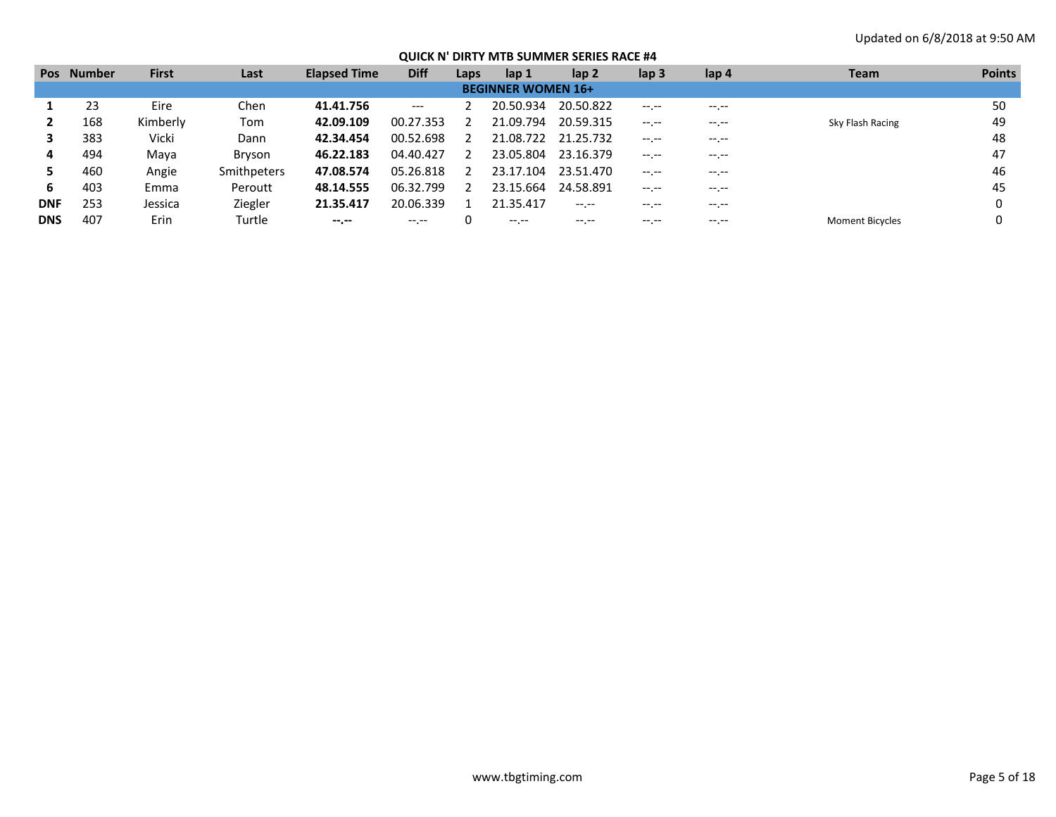Updated on 6/8/2018 at 9:50 AM

**QUICK N' DIRTY MTB SUMMER SERIES RACE #4**

| Pos | Number | First | Last | Elapsed Time | Diff | Laps | lap 1 | lap 2 | lap 3 | lap 4 | Team | Points |
|---|---|---|---|---|---|---|---|---|---|---|---|---|
| **BEGINNER WOMEN 16+** | | | | | | | | | | | | |
| **1** | 23 | Eire | Chen | **41.41.756** | --- | 2 | 20.50.934 | 20.50.822 | --.-- | --.-- | | 50 |
| **2** | 168 | Kimberly | Tom | **42.09.109** | 00.27.353 | 2 | 21.09.794 | 20.59.315 | --.-- | --.-- | Sky Flash Racing | 49 |
| **3** | 383 | Vicki | Dann | **42.34.454** | 00.52.698 | 2 | 21.08.722 | 21.25.732 | --.-- | --.-- | | 48 |
| **4** | 494 | Maya | Bryson | **46.22.183** | 04.40.427 | 2 | 23.05.804 | 23.16.379 | --.-- | --.-- | | 47 |
| **5** | 460 | Angie | Smithpeters | **47.08.574** | 05.26.818 | 2 | 23.17.104 | 23.51.470 | --.-- | --.-- | | 46 |
| **6** | 403 | Emma | Peroutt | **48.14.555** | 06.32.799 | 2 | 23.15.664 | 24.58.891 | --.-- | --.-- | | 45 |
| **DNF** | 253 | Jessica | Ziegler | **21.35.417** | 20.06.339 | 1 | 21.35.417 | --.-- | --.-- | --.-- | | 0 |
| **DNS** | 407 | Erin | Turtle | **--.--** | --.-- | 0 | --.-- | --.-- | --.-- | --.-- | Moment Bicycles | 0 |

www.tbgtiming.com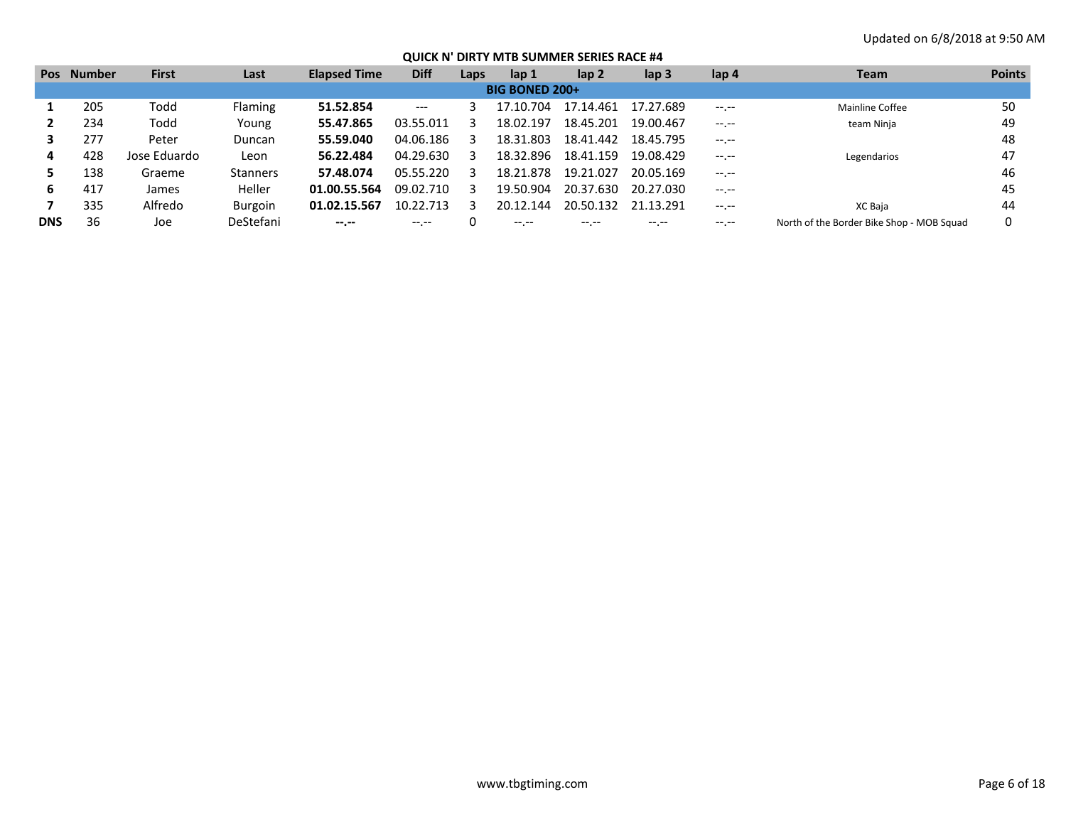Updated on 6/8/2018 at 9:50 AM

**QUICK N' DIRTY MTB SUMMER SERIES RACE #4**

| Pos | Number | First | Last | Elapsed Time | Diff | Laps | lap 1 | lap 2 | lap 3 | lap 4 | Team | Points |
|---|---|---|---|---|---|---|---|---|---|---|---|---|
| **BIG BONED 200+** | | | | | | | | | | | | |
| **1** | 205 | Todd | Flaming | **51.52.854** | --- | 3 | 17.10.704 | 17.14.461 | 17.27.689 | --.-- | Mainline Coffee | 50 |
| **2** | 234 | Todd | Young | **55.47.865** | 03.55.011 | 3 | 18.02.197 | 18.45.201 | 19.00.467 | --.-- | team Ninja | 49 |
| **3** | 277 | Peter | Duncan | **55.59.040** | 04.06.186 | 3 | 18.31.803 | 18.41.442 | 18.45.795 | --.-- | | 48 |
| **4** | 428 | Jose Eduardo | Leon | **56.22.484** | 04.29.630 | 3 | 18.32.896 | 18.41.159 | 19.08.429 | --.-- | Legendarios | 47 |
| **5** | 138 | Graeme | Stanners | **57.48.074** | 05.55.220 | 3 | 18.21.878 | 19.21.027 | 20.05.169 | --.-- | | 46 |
| **6** | 417 | James | Heller | **01.00.55.564** | 09.02.710 | 3 | 19.50.904 | 20.37.630 | 20.27.030 | --.-- | | 45 |
| **7** | 335 | Alfredo | Burgoin | **01.02.15.567** | 10.22.713 | 3 | 20.12.144 | 20.50.132 | 21.13.291 | --.-- | XC Baja | 44 |
| **DNS** | 36 | Joe | DeStefani | **--.--** | --.-- | 0 | --.-- | --.-- | --.-- | --.-- | North of the Border Bike Shop - MOB Squad | 0 |

www.tbgtiming.com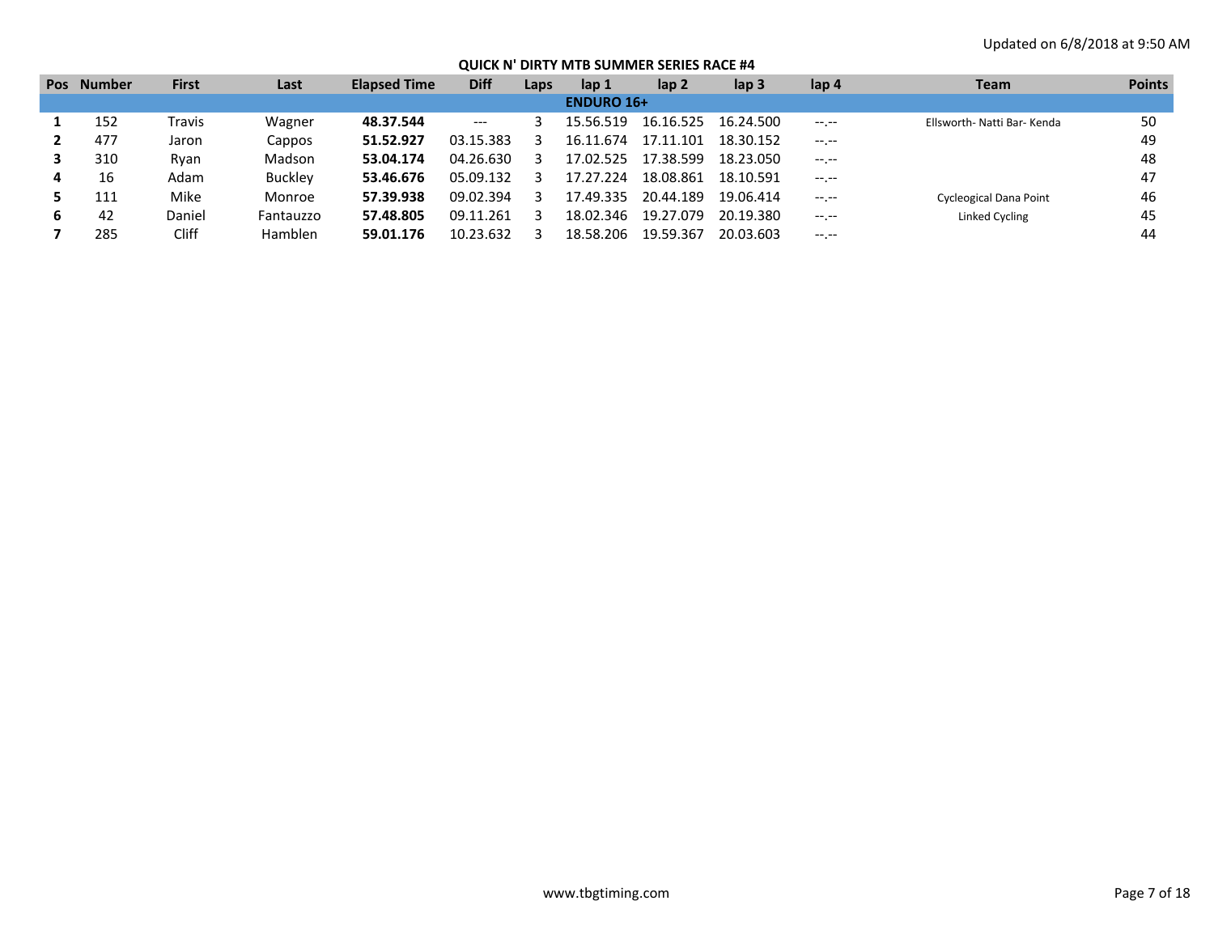Updated on 6/8/2018 at 9:50 AM

## QUICK N' DIRTY MTB SUMMER SERIES RACE #4

| Pos | Number | First | Last | Elapsed Time | Diff | Laps | lap 1 | lap 2 | lap 3 | lap 4 | Team | Points |
|---|---|---|---|---|---|---|---|---|---|---|---|---|
| **ENDURO 16+** | | | | | | | | | | | | |
| **1** | 152 | Travis | Wagner | **48.37.544** | --- | 3 | 15.56.519 | 16.16.525 | 16.24.500 | --.-- | Ellsworth- Natti Bar- Kenda | 50 |
| **2** | 477 | Jaron | Cappos | **51.52.927** | 03.15.383 | 3 | 16.11.674 | 17.11.101 | 18.30.152 | --.-- | | 49 |
| **3** | 310 | Ryan | Madson | **53.04.174** | 04.26.630 | 3 | 17.02.525 | 17.38.599 | 18.23.050 | --.-- | | 48 |
| **4** | 16 | Adam | Buckley | **53.46.676** | 05.09.132 | 3 | 17.27.224 | 18.08.861 | 18.10.591 | --.-- | | 47 |
| **5** | 111 | Mike | Monroe | **57.39.938** | 09.02.394 | 3 | 17.49.335 | 20.44.189 | 19.06.414 | --.-- | Cycleogical Dana Point | 46 |
| **6** | 42 | Daniel | Fantauzzo | **57.48.805** | 09.11.261 | 3 | 18.02.346 | 19.27.079 | 20.19.380 | --.-- | Linked Cycling | 45 |
| **7** | 285 | Cliff | Hamblen | **59.01.176** | 10.23.632 | 3 | 18.58.206 | 19.59.367 | 20.03.603 | --.-- | | 44 |

www.tbgtiming.com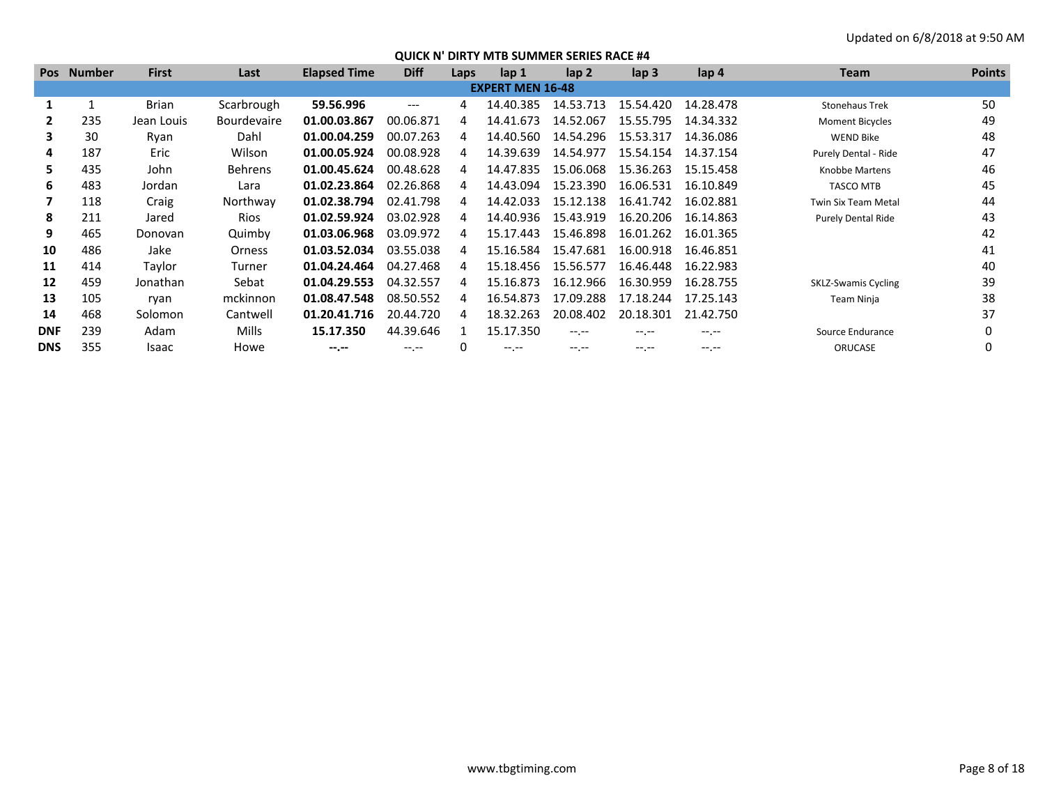## QUICK N' DIRTY MTB SUMMER SERIES RACE #4

| Pos | Number | First | Last | Elapsed Time | Diff | Laps | lap 1 | lap 2 | lap 3 | lap 4 | Team | Points |
|---|---|---|---|---|---|---|---|---|---|---|---|---|
| **EXPERT MEN 16-48** | | | | | | | | | | | | |
| **1** | 1 | Brian | Scarbrough | **59.56.996** | --- | 4 | 14.40.385 | 14.53.713 | 15.54.420 | 14.28.478 | Stonehaus Trek | 50 |
| **2** | 235 | Jean Louis | Bourdevaire | **01.00.03.867** | 00.06.871 | 4 | 14.41.673 | 14.52.067 | 15.55.795 | 14.34.332 | Moment Bicycles | 49 |
| **3** | 30 | Ryan | Dahl | **01.00.04.259** | 00.07.263 | 4 | 14.40.560 | 14.54.296 | 15.53.317 | 14.36.086 | WEND Bike | 48 |
| **4** | 187 | Eric | Wilson | **01.00.05.924** | 00.08.928 | 4 | 14.39.639 | 14.54.977 | 15.54.154 | 14.37.154 | Purely Dental - Ride | 47 |
| **5** | 435 | John | Behrens | **01.00.45.624** | 00.48.628 | 4 | 14.47.835 | 15.06.068 | 15.36.263 | 15.15.458 | Knobbe Martens | 46 |
| **6** | 483 | Jordan | Lara | **01.02.23.864** | 02.26.868 | 4 | 14.43.094 | 15.23.390 | 16.06.531 | 16.10.849 | TASCO MTB | 45 |
| **7** | 118 | Craig | Northway | **01.02.38.794** | 02.41.798 | 4 | 14.42.033 | 15.12.138 | 16.41.742 | 16.02.881 | Twin Six Team Metal | 44 |
| **8** | 211 | Jared | Rios | **01.02.59.924** | 03.02.928 | 4 | 14.40.936 | 15.43.919 | 16.20.206 | 16.14.863 | Purely Dental Ride | 43 |
| **9** | 465 | Donovan | Quimby | **01.03.06.968** | 03.09.972 | 4 | 15.17.443 | 15.46.898 | 16.01.262 | 16.01.365 | | 42 |
| **10** | 486 | Jake | Orness | **01.03.52.034** | 03.55.038 | 4 | 15.16.584 | 15.47.681 | 16.00.918 | 16.46.851 | | 41 |
| **11** | 414 | Taylor | Turner | **01.04.24.464** | 04.27.468 | 4 | 15.18.456 | 15.56.577 | 16.46.448 | 16.22.983 | | 40 |
| **12** | 459 | Jonathan | Sebat | **01.04.29.553** | 04.32.557 | 4 | 15.16.873 | 16.12.966 | 16.30.959 | 16.28.755 | SKLZ-Swamis Cycling | 39 |
| **13** | 105 | ryan | mckinnon | **01.08.47.548** | 08.50.552 | 4 | 16.54.873 | 17.09.288 | 17.18.244 | 17.25.143 | Team Ninja | 38 |
| **14** | 468 | Solomon | Cantwell | **01.20.41.716** | 20.44.720 | 4 | 18.32.263 | 20.08.402 | 20.18.301 | 21.42.750 | | 37 |
| **DNF** | 239 | Adam | Mills | **15.17.350** | 44.39.646 | 1 | 15.17.350 | --.-- | --.-- | --.-- | Source Endurance | 0 |
| **DNS** | 355 | Isaac | Howe | **--.--** | --.-- | 0 | --.-- | --.-- | --.-- | --.-- | ORUCASE | 0 |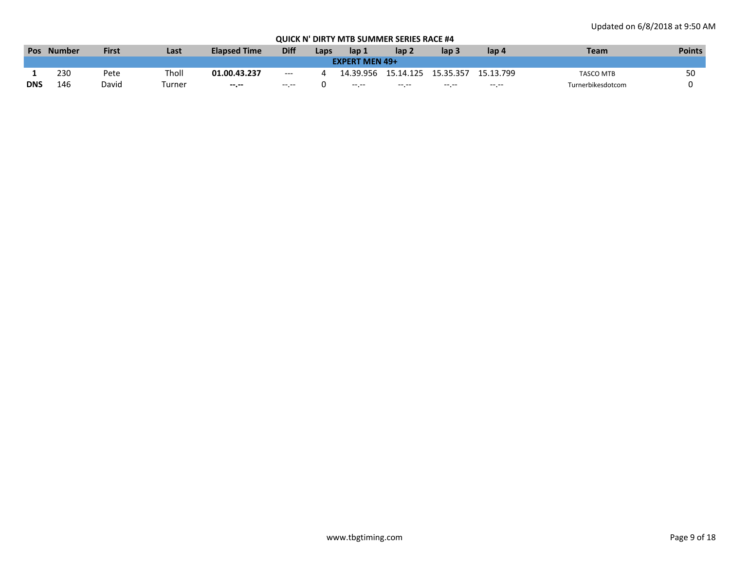Updated on 6/8/2018 at 9:50 AM

## QUICK N' DIRTY MTB SUMMER SERIES RACE #4

| Pos | Number | First | Last | Elapsed Time | Diff | Laps | lap 1 | lap 2 | lap 3 | lap 4 | Team | Points |
|---|---|---|---|---|---|---|---|---|---|---|---|---|
| **EXPERT MEN 49+** | | | | | | | | | | | | |
| **1** | 230 | Pete | Tholl | **01.00.43.237** | --- | 4 | 14.39.956 | 15.14.125 | 15.35.357 | 15.13.799 | TASCO MTB | 50 |
| **DNS** | 146 | David | Turner | **--.--** | --.-- | 0 | --.-- | --.-- | --.-- | --.-- | Turnerbikesdotcom | 0 |

www.tbgtiming.com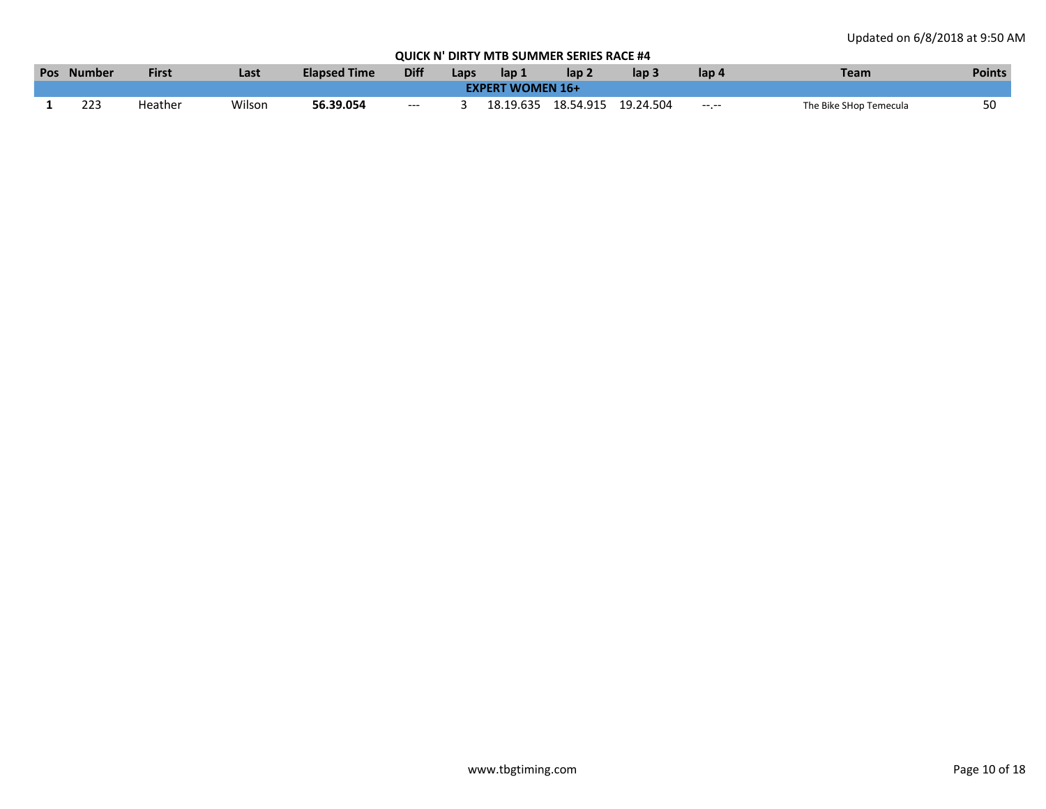Updated on 6/8/2018 at 9:50 AM

**QUICK N' DIRTY MTB SUMMER SERIES RACE #4**

| Pos | Number | First | Last | Elapsed Time | Diff | Laps | lap 1 | lap 2 | lap 3 | lap 4 | Team | Points |
|---|---|---|---|---|---|---|---|---|---|---|---|---|
| **EXPERT WOMEN 16+** | | | | | | | | | | | | |
| **1** | 223 | Heather | Wilson | **56.39.054** | --- | 3 | 18.19.635 | 18.54.915 | 19.24.504 | --.-- | The Bike SHop Temecula | 50 |

www.tbgtiming.com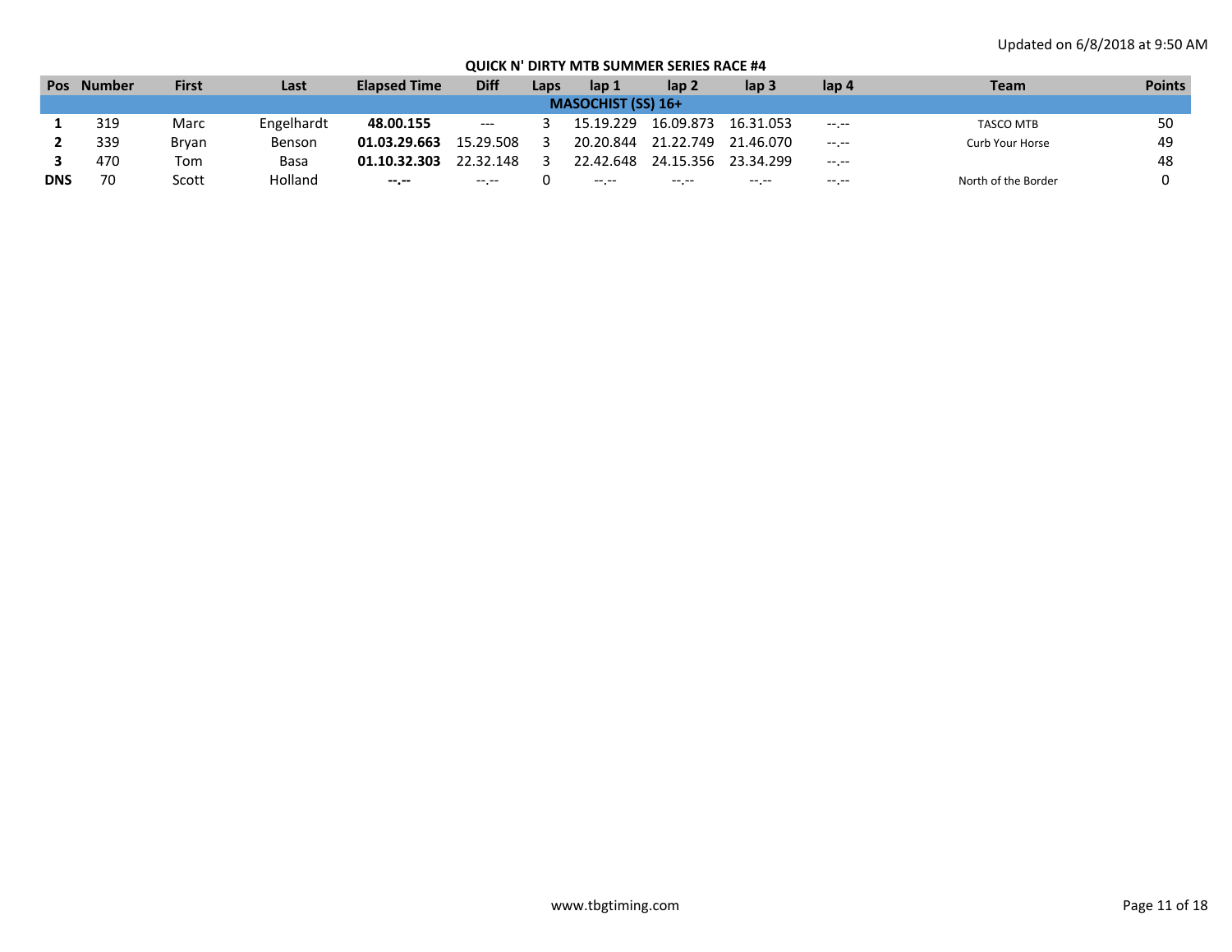Updated on 6/8/2018 at 9:50 AM

## QUICK N' DIRTY MTB SUMMER SERIES RACE #4

| Pos | Number | First | Last | Elapsed Time | Diff | Laps | lap 1 | lap 2 | lap 3 | lap 4 | Team | Points |
|---|---|---|---|---|---|---|---|---|---|---|---|---|
| **MASOCHIST (SS) 16+** | | | | | | | | | | | | |
| **1** | 319 | Marc | Engelhardt | **48.00.155** | --- | 3 | 15.19.229 | 16.09.873 | 16.31.053 | --.-- | TASCO MTB | 50 |
| **2** | 339 | Bryan | Benson | **01.03.29.663** | 15.29.508 | 3 | 20.20.844 | 21.22.749 | 21.46.070 | --.-- | Curb Your Horse | 49 |
| **3** | 470 | Tom | Basa | **01.10.32.303** | 22.32.148 | 3 | 22.42.648 | 24.15.356 | 23.34.299 | --.-- | | 48 |
| **DNS** | 70 | Scott | Holland | **--.--** | --.-- | 0 | --.-- | --.-- | --.-- | --.-- | North of the Border | 0 |

www.tbgtiming.com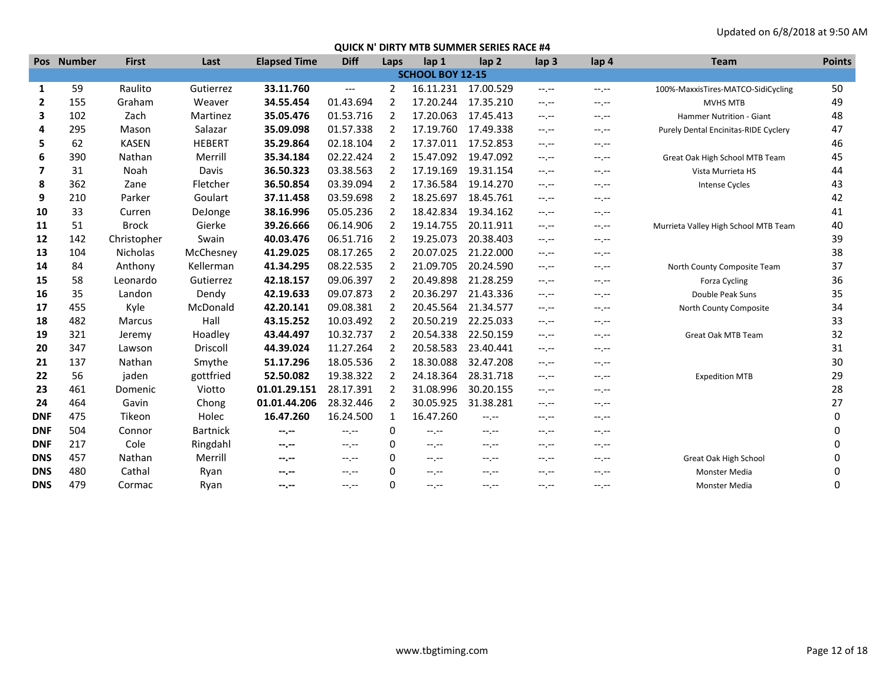Updated on 6/8/2018 at 9:50 AM

## QUICK N' DIRTY MTB SUMMER SERIES RACE #4

| Pos | Number | First | Last | Elapsed Time | Diff | Laps | lap 1 | lap 2 | lap 3 | lap 4 | Team | Points |
|---|---|---|---|---|---|---|---|---|---|---|---|---|
| **SCHOOL BOY 12-15** | | | | | | | | | | | | |
| **1** | 59 | Raulito | Gutierrez | **33.11.760** | --- | 2 | 16.11.231 | 17.00.529 | --.-- | --.-- | 100%-MaxxisTires-MATCO-SidiCycling | 50 |
| **2** | 155 | Graham | Weaver | **34.55.454** | 01.43.694 | 2 | 17.20.244 | 17.35.210 | --.-- | --.-- | MVHS MTB | 49 |
| **3** | 102 | Zach | Martinez | **35.05.476** | 01.53.716 | 2 | 17.20.063 | 17.45.413 | --.-- | --.-- | Hammer Nutrition - Giant | 48 |
| **4** | 295 | Mason | Salazar | **35.09.098** | 01.57.338 | 2 | 17.19.760 | 17.49.338 | --.-- | --.-- | Purely Dental Encinitas-RIDE Cyclery | 47 |
| **5** | 62 | KASEN | HEBERT | **35.29.864** | 02.18.104 | 2 | 17.37.011 | 17.52.853 | --.-- | --.-- | | 46 |
| **6** | 390 | Nathan | Merrill | **35.34.184** | 02.22.424 | 2 | 15.47.092 | 19.47.092 | --.-- | --.-- | Great Oak High School MTB Team | 45 |
| **7** | 31 | Noah | Davis | **36.50.323** | 03.38.563 | 2 | 17.19.169 | 19.31.154 | --.-- | --.-- | Vista Murrieta HS | 44 |
| **8** | 362 | Zane | Fletcher | **36.50.854** | 03.39.094 | 2 | 17.36.584 | 19.14.270 | --.-- | --.-- | Intense Cycles | 43 |
| **9** | 210 | Parker | Goulart | **37.11.458** | 03.59.698 | 2 | 18.25.697 | 18.45.761 | --.-- | --.-- | | 42 |
| **10** | 33 | Curren | DeJonge | **38.16.996** | 05.05.236 | 2 | 18.42.834 | 19.34.162 | --.-- | --.-- | | 41 |
| **11** | 51 | Brock | Gierke | **39.26.666** | 06.14.906 | 2 | 19.14.755 | 20.11.911 | --.-- | --.-- | Murrieta Valley High School MTB Team | 40 |
| **12** | 142 | Christopher | Swain | **40.03.476** | 06.51.716 | 2 | 19.25.073 | 20.38.403 | --.-- | --.-- | | 39 |
| **13** | 104 | Nicholas | McChesney | **41.29.025** | 08.17.265 | 2 | 20.07.025 | 21.22.000 | --.-- | --.-- | | 38 |
| **14** | 84 | Anthony | Kellerman | **41.34.295** | 08.22.535 | 2 | 21.09.705 | 20.24.590 | --.-- | --.-- | North County Composite Team | 37 |
| **15** | 58 | Leonardo | Gutierrez | **42.18.157** | 09.06.397 | 2 | 20.49.898 | 21.28.259 | --.-- | --.-- | Forza Cycling | 36 |
| **16** | 35 | Landon | Dendy | **42.19.633** | 09.07.873 | 2 | 20.36.297 | 21.43.336 | --.-- | --.-- | Double Peak Suns | 35 |
| **17** | 455 | Kyle | McDonald | **42.20.141** | 09.08.381 | 2 | 20.45.564 | 21.34.577 | --.-- | --.-- | North County Composite | 34 |
| **18** | 482 | Marcus | Hall | **43.15.252** | 10.03.492 | 2 | 20.50.219 | 22.25.033 | --.-- | --.-- | | 33 |
| **19** | 321 | Jeremy | Hoadley | **43.44.497** | 10.32.737 | 2 | 20.54.338 | 22.50.159 | --.-- | --.-- | Great Oak MTB Team | 32 |
| **20** | 347 | Lawson | Driscoll | **44.39.024** | 11.27.264 | 2 | 20.58.583 | 23.40.441 | --.-- | --.-- | | 31 |
| **21** | 137 | Nathan | Smythe | **51.17.296** | 18.05.536 | 2 | 18.30.088 | 32.47.208 | --.-- | --.-- | | 30 |
| **22** | 56 | jaden | gottfried | **52.50.082** | 19.38.322 | 2 | 24.18.364 | 28.31.718 | --.-- | --.-- | Expedition MTB | 29 |
| **23** | 461 | Domenic | Viotto | **01.01.29.151** | 28.17.391 | 2 | 31.08.996 | 30.20.155 | --.-- | --.-- | | 28 |
| **24** | 464 | Gavin | Chong | **01.01.44.206** | 28.32.446 | 2 | 30.05.925 | 31.38.281 | --.-- | --.-- | | 27 |
| **DNF** | 475 | Tikeon | Holec | **16.47.260** | 16.24.500 | 1 | 16.47.260 | --.-- | --.-- | --.-- | | 0 |
| **DNF** | 504 | Connor | Bartnick | **--.--** | --.-- | 0 | --.-- | --.-- | --.-- | --.-- | | 0 |
| **DNF** | 217 | Cole | Ringdahl | **--.--** | --.-- | 0 | --.-- | --.-- | --.-- | --.-- | | 0 |
| **DNS** | 457 | Nathan | Merrill | **--.--** | --.-- | 0 | --.-- | --.-- | --.-- | --.-- | Great Oak High School | 0 |
| **DNS** | 480 | Cathal | Ryan | **--.--** | --.-- | 0 | --.-- | --.-- | --.-- | --.-- | Monster Media | 0 |
| **DNS** | 479 | Cormac | Ryan | **--.--** | --.-- | 0 | --.-- | --.-- | --.-- | --.-- | Monster Media | 0 |

www.tbgtiming.com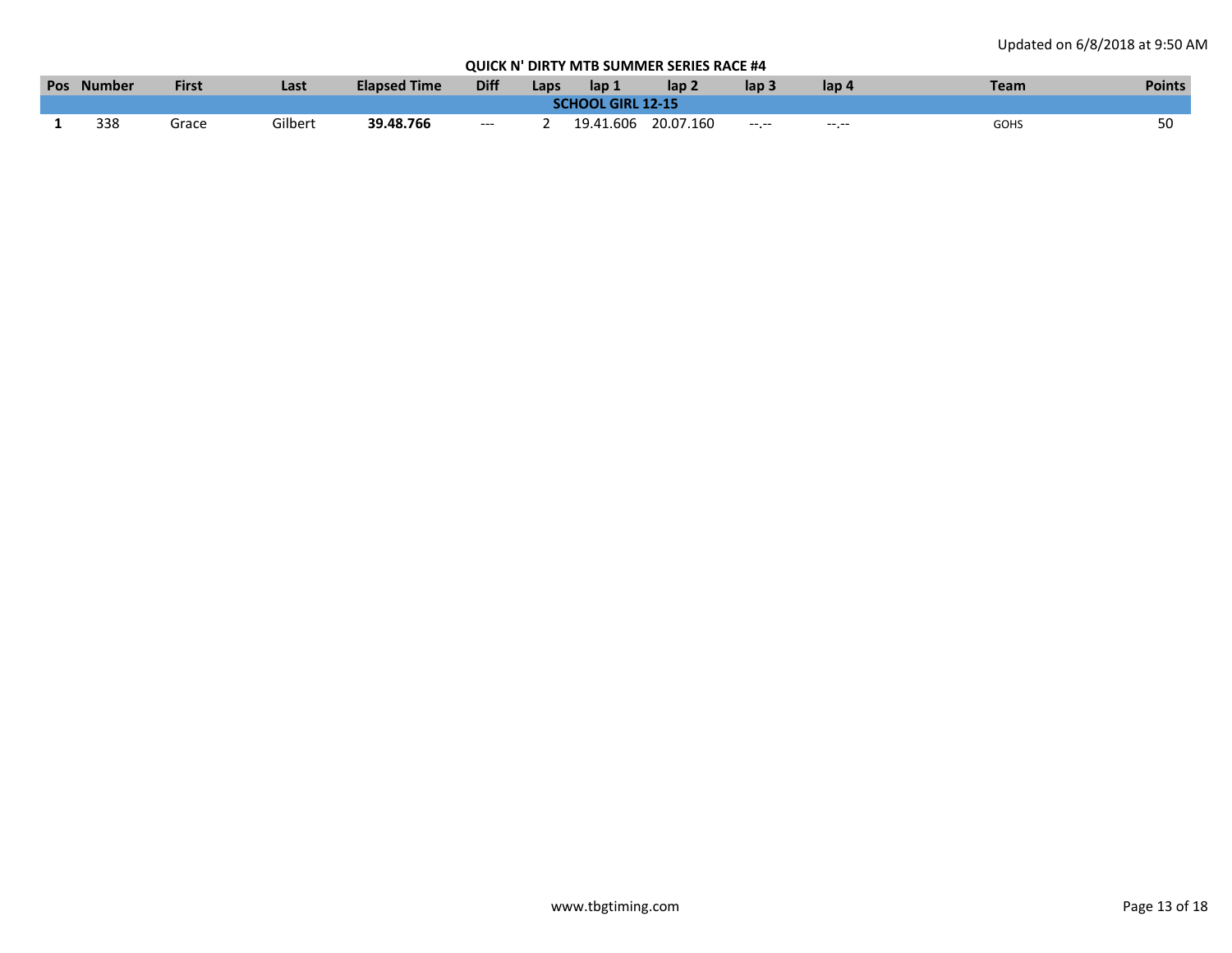Updated on 6/8/2018 at 9:50 AM

## QUICK N' DIRTY MTB SUMMER SERIES RACE #4

| Pos | Number | First | Last | Elapsed Time | Diff | Laps | lap 1 | lap 2 | lap 3 | lap 4 | Team | Points |
|---|---|---|---|---|---|---|---|---|---|---|---|---|
| | | | | | | **SCHOOL GIRL 12-15** | | | | | | |
| **1** | 338 | Grace | Gilbert | **39.48.766** | --- | 2 | 19.41.606 | 20.07.160 | --.-- | --.-- | GOHS | 50 |

www.tbgtiming.com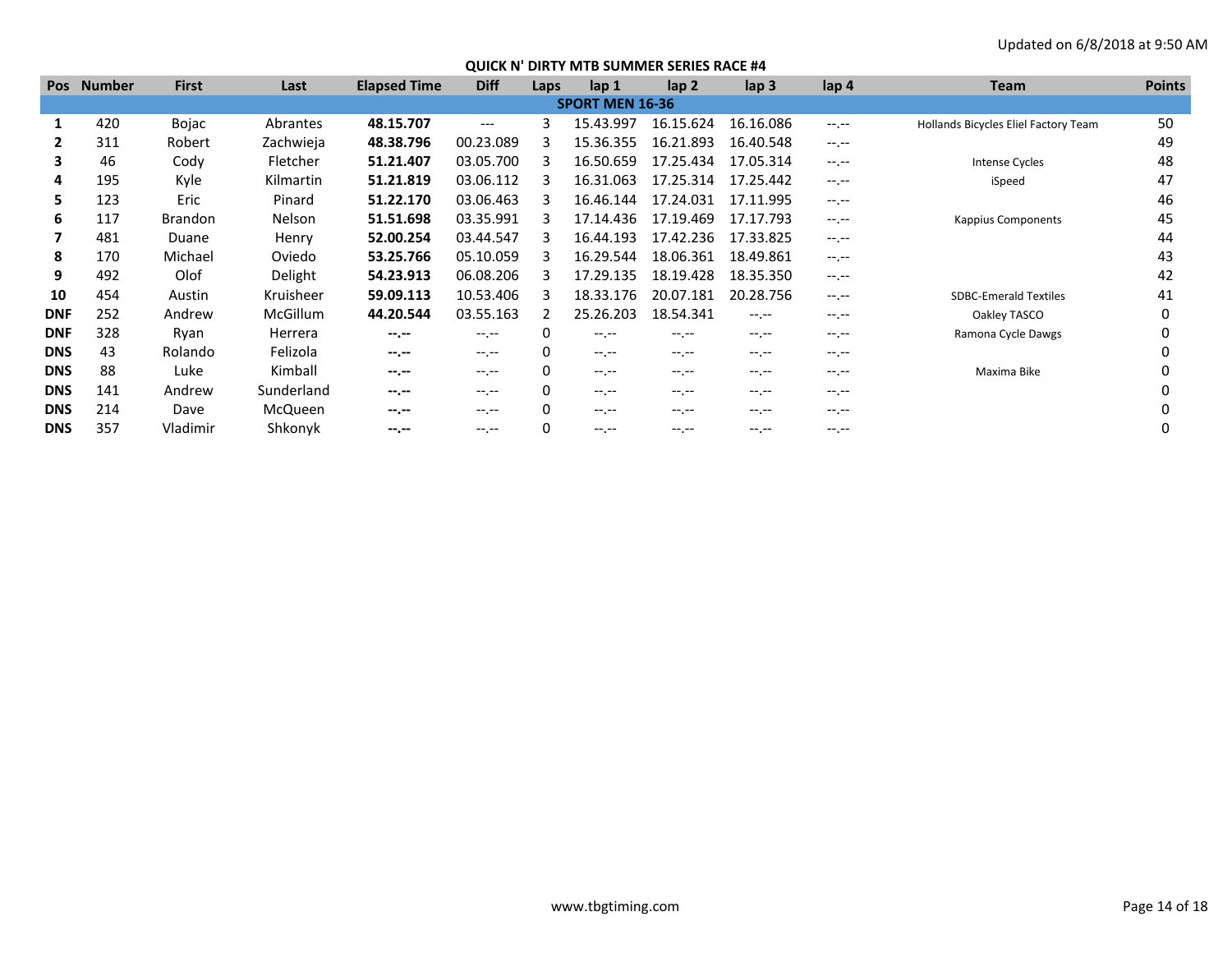Updated on 6/8/2018 at 9:50 AM

## QUICK N' DIRTY MTB SUMMER SERIES RACE #4

| Pos | Number | First | Last | Elapsed Time | Diff | Laps | lap 1 | lap 2 | lap 3 | lap 4 | Team | Points |
|---|---|---|---|---|---|---|---|---|---|---|---|---|
| | | | | | | **SPORT MEN 16-36** | | | | | | |
| **1** | 420 | Bojac | Abrantes | **48.15.707** | --- | 3 | 15.43.997 | 16.15.624 | 16.16.086 | --.-- | Hollands Bicycles Eliel Factory Team | 50 |
| **2** | 311 | Robert | Zachwieja | **48.38.796** | 00.23.089 | 3 | 15.36.355 | 16.21.893 | 16.40.548 | --.-- | | 49 |
| **3** | 46 | Cody | Fletcher | **51.21.407** | 03.05.700 | 3 | 16.50.659 | 17.25.434 | 17.05.314 | --.-- | Intense Cycles | 48 |
| **4** | 195 | Kyle | Kilmartin | **51.21.819** | 03.06.112 | 3 | 16.31.063 | 17.25.314 | 17.25.442 | --.-- | iSpeed | 47 |
| **5** | 123 | Eric | Pinard | **51.22.170** | 03.06.463 | 3 | 16.46.144 | 17.24.031 | 17.11.995 | --.-- | | 46 |
| **6** | 117 | Brandon | Nelson | **51.51.698** | 03.35.991 | 3 | 17.14.436 | 17.19.469 | 17.17.793 | --.-- | Kappius Components | 45 |
| **7** | 481 | Duane | Henry | **52.00.254** | 03.44.547 | 3 | 16.44.193 | 17.42.236 | 17.33.825 | --.-- | | 44 |
| **8** | 170 | Michael | Oviedo | **53.25.766** | 05.10.059 | 3 | 16.29.544 | 18.06.361 | 18.49.861 | --.-- | | 43 |
| **9** | 492 | Olof | Delight | **54.23.913** | 06.08.206 | 3 | 17.29.135 | 18.19.428 | 18.35.350 | --.-- | | 42 |
| **10** | 454 | Austin | Kruisheer | **59.09.113** | 10.53.406 | 3 | 18.33.176 | 20.07.181 | 20.28.756 | --.-- | SDBC-Emerald Textiles | 41 |
| **DNF** | 252 | Andrew | McGillum | **44.20.544** | 03.55.163 | 2 | 25.26.203 | 18.54.341 | --.-- | --.-- | Oakley TASCO | 0 |
| **DNF** | 328 | Ryan | Herrera | **--.--** | --.-- | 0 | --.-- | --.-- | --.-- | --.-- | Ramona Cycle Dawgs | 0 |
| **DNS** | 43 | Rolando | Felizola | **--.--** | --.-- | 0 | --.-- | --.-- | --.-- | --.-- | | 0 |
| **DNS** | 88 | Luke | Kimball | **--.--** | --.-- | 0 | --.-- | --.-- | --.-- | --.-- | Maxima Bike | 0 |
| **DNS** | 141 | Andrew | Sunderland | **--.--** | --.-- | 0 | --.-- | --.-- | --.-- | --.-- | | 0 |
| **DNS** | 214 | Dave | McQueen | **--.--** | --.-- | 0 | --.-- | --.-- | --.-- | --.-- | | 0 |
| **DNS** | 357 | Vladimir | Shkonyk | **--.--** | --.-- | 0 | --.-- | --.-- | --.-- | --.-- | | 0 |

www.tbgtiming.com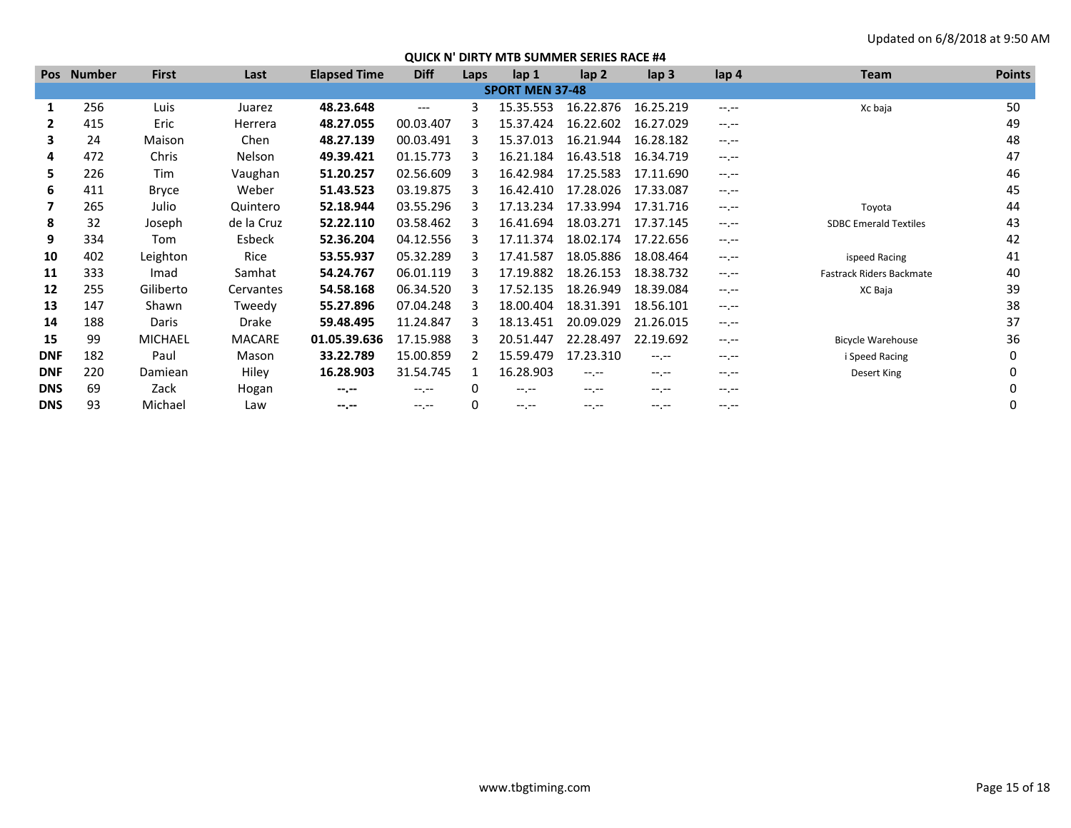Updated on 6/8/2018 at 9:50 AM

## QUICK N' DIRTY MTB SUMMER SERIES RACE #4

| Pos | Number | First | Last | Elapsed Time | Diff | Laps | lap 1 | lap 2 | lap 3 | lap 4 | Team | Points |
|---|---|---|---|---|---|---|---|---|---|---|---|---|
| **SPORT MEN 37-48** | | | | | | | | | | | | |
| **1** | 256 | Luis | Juarez | **48.23.648** | --- | 3 | 15.35.553 | 16.22.876 | 16.25.219 | --.-- | Xc baja | 50 |
| **2** | 415 | Eric | Herrera | **48.27.055** | 00.03.407 | 3 | 15.37.424 | 16.22.602 | 16.27.029 | --.-- | | 49 |
| **3** | 24 | Maison | Chen | **48.27.139** | 00.03.491 | 3 | 15.37.013 | 16.21.944 | 16.28.182 | --.-- | | 48 |
| **4** | 472 | Chris | Nelson | **49.39.421** | 01.15.773 | 3 | 16.21.184 | 16.43.518 | 16.34.719 | --.-- | | 47 |
| **5** | 226 | Tim | Vaughan | **51.20.257** | 02.56.609 | 3 | 16.42.984 | 17.25.583 | 17.11.690 | --.-- | | 46 |
| **6** | 411 | Bryce | Weber | **51.43.523** | 03.19.875 | 3 | 16.42.410 | 17.28.026 | 17.33.087 | --.-- | | 45 |
| **7** | 265 | Julio | Quintero | **52.18.944** | 03.55.296 | 3 | 17.13.234 | 17.33.994 | 17.31.716 | --.-- | Toyota | 44 |
| **8** | 32 | Joseph | de la Cruz | **52.22.110** | 03.58.462 | 3 | 16.41.694 | 18.03.271 | 17.37.145 | --.-- | SDBC Emerald Textiles | 43 |
| **9** | 334 | Tom | Esbeck | **52.36.204** | 04.12.556 | 3 | 17.11.374 | 18.02.174 | 17.22.656 | --.-- | | 42 |
| **10** | 402 | Leighton | Rice | **53.55.937** | 05.32.289 | 3 | 17.41.587 | 18.05.886 | 18.08.464 | --.-- | ispeed Racing | 41 |
| **11** | 333 | Imad | Samhat | **54.24.767** | 06.01.119 | 3 | 17.19.882 | 18.26.153 | 18.38.732 | --.-- | Fastrack Riders Backmate | 40 |
| **12** | 255 | Giliberto | Cervantes | **54.58.168** | 06.34.520 | 3 | 17.52.135 | 18.26.949 | 18.39.084 | --.-- | XC Baja | 39 |
| **13** | 147 | Shawn | Tweedy | **55.27.896** | 07.04.248 | 3 | 18.00.404 | 18.31.391 | 18.56.101 | --.-- | | 38 |
| **14** | 188 | Daris | Drake | **59.48.495** | 11.24.847 | 3 | 18.13.451 | 20.09.029 | 21.26.015 | --.-- | | 37 |
| **15** | 99 | MICHAEL | MACARE | **01.05.39.636** | 17.15.988 | 3 | 20.51.447 | 22.28.497 | 22.19.692 | --.-- | Bicycle Warehouse | 36 |
| **DNF** | 182 | Paul | Mason | **33.22.789** | 15.00.859 | 2 | 15.59.479 | 17.23.310 | --.-- | --.-- | i Speed Racing | 0 |
| **DNF** | 220 | Damiean | Hiley | **16.28.903** | 31.54.745 | 1 | 16.28.903 | --.-- | --.-- | --.-- | Desert King | 0 |
| **DNS** | 69 | Zack | Hogan | **--.--** | --.-- | 0 | --.-- | --.-- | --.-- | --.-- | | 0 |
| **DNS** | 93 | Michael | Law | **--.--** | --.-- | 0 | --.-- | --.-- | --.-- | --.-- | | 0 |

www.tbgtiming.com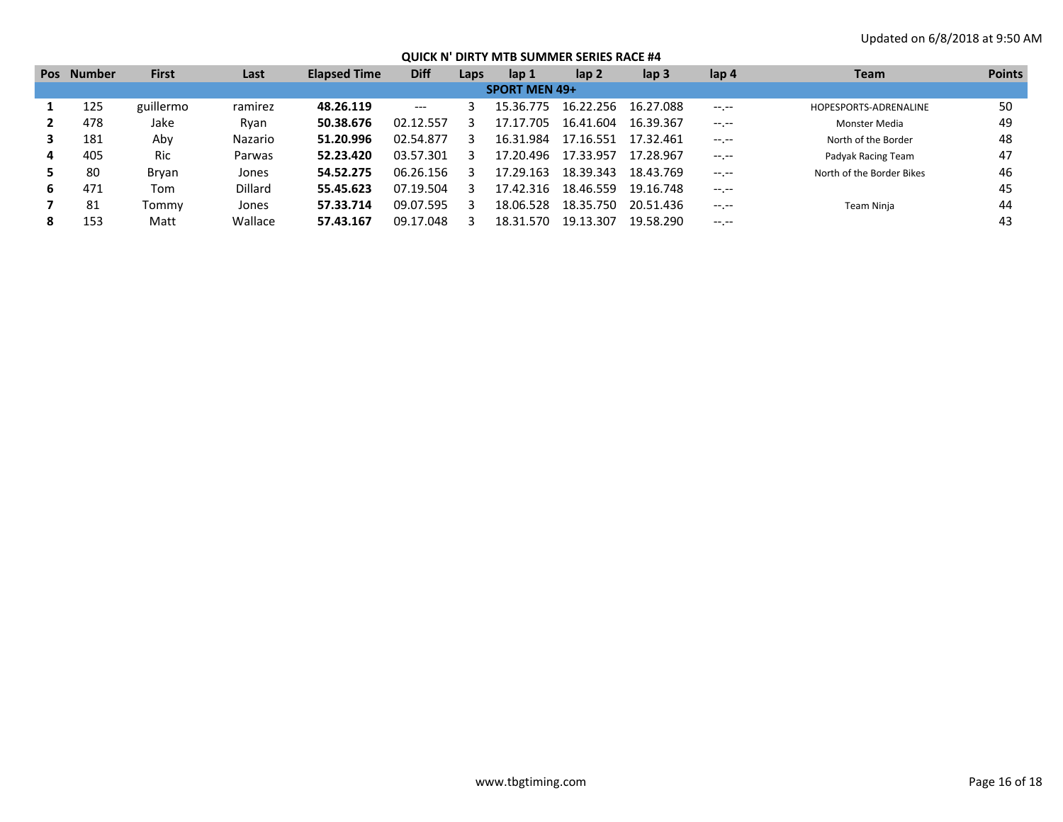Updated on 6/8/2018 at 9:50 AM

## QUICK N' DIRTY MTB SUMMER SERIES RACE #4

| Pos | Number | First | Last | Elapsed Time | Diff | Laps | lap 1 | lap 2 | lap 3 | lap 4 | Team | Points |
|---|---|---|---|---|---|---|---|---|---|---|---|---|
| | | | | | | **SPORT MEN 49+** | | | | | | |
| **1** | 125 | guillermo | ramirez | **48.26.119** | --- | 3 | 15.36.775 | 16.22.256 | 16.27.088 | --.-- | HOPESPORTS-ADRENALINE | 50 |
| **2** | 478 | Jake | Ryan | **50.38.676** | 02.12.557 | 3 | 17.17.705 | 16.41.604 | 16.39.367 | --.-- | Monster Media | 49 |
| **3** | 181 | Aby | Nazario | **51.20.996** | 02.54.877 | 3 | 16.31.984 | 17.16.551 | 17.32.461 | --.-- | North of the Border | 48 |
| **4** | 405 | Ric | Parwas | **52.23.420** | 03.57.301 | 3 | 17.20.496 | 17.33.957 | 17.28.967 | --.-- | Padyak Racing Team | 47 |
| **5** | 80 | Bryan | Jones | **54.52.275** | 06.26.156 | 3 | 17.29.163 | 18.39.343 | 18.43.769 | --.-- | North of the Border Bikes | 46 |
| **6** | 471 | Tom | Dillard | **55.45.623** | 07.19.504 | 3 | 17.42.316 | 18.46.559 | 19.16.748 | --.-- | | 45 |
| **7** | 81 | Tommy | Jones | **57.33.714** | 09.07.595 | 3 | 18.06.528 | 18.35.750 | 20.51.436 | --.-- | Team Ninja | 44 |
| **8** | 153 | Matt | Wallace | **57.43.167** | 09.17.048 | 3 | 18.31.570 | 19.13.307 | 19.58.290 | --.-- | | 43 |

www.tbgtiming.com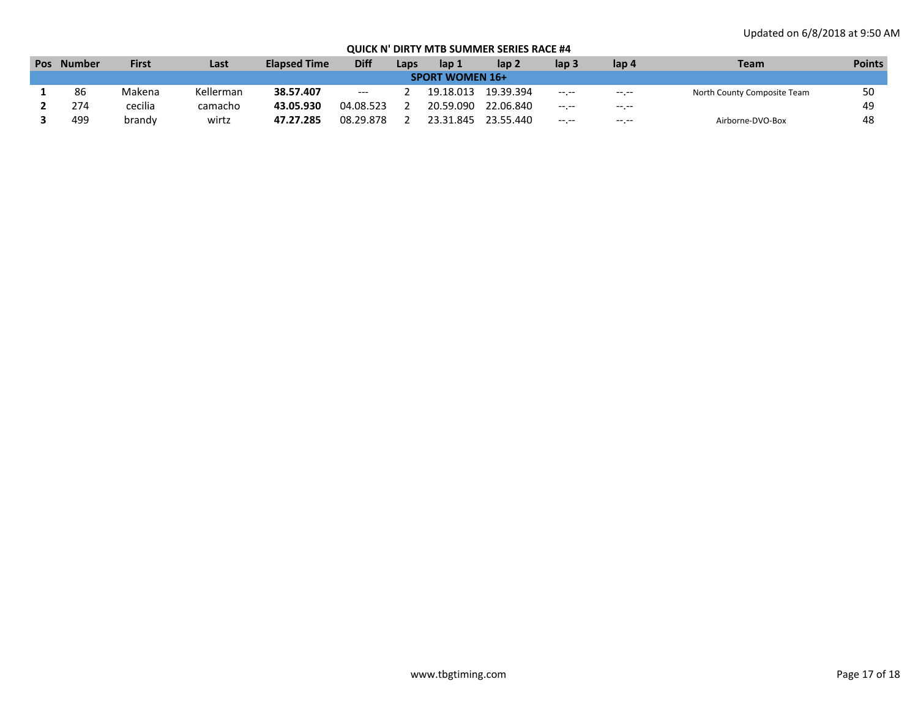Updated on 6/8/2018 at 9:50 AM

**QUICK N' DIRTY MTB SUMMER SERIES RACE #4**

| Pos | Number | First | Last | Elapsed Time | Diff | Laps | lap 1 | lap 2 | lap 3 | lap 4 | Team | Points |
|---|---|---|---|---|---|---|---|---|---|---|---|---|
| **SPORT WOMEN 16+** | | | | | | | | | | | | |
| **1** | 86 | Makena | Kellerman | **38.57.407** | --- | 2 | 19.18.013 | 19.39.394 | --.-- | --.-- | North County Composite Team | 50 |
| **2** | 274 | cecilia | camacho | **43.05.930** | 04.08.523 | 2 | 20.59.090 | 22.06.840 | --.-- | --.-- | | 49 |
| **3** | 499 | brandy | wirtz | **47.27.285** | 08.29.878 | 2 | 23.31.845 | 23.55.440 | --.-- | --.-- | Airborne-DVO-Box | 48 |

www.tbgtiming.com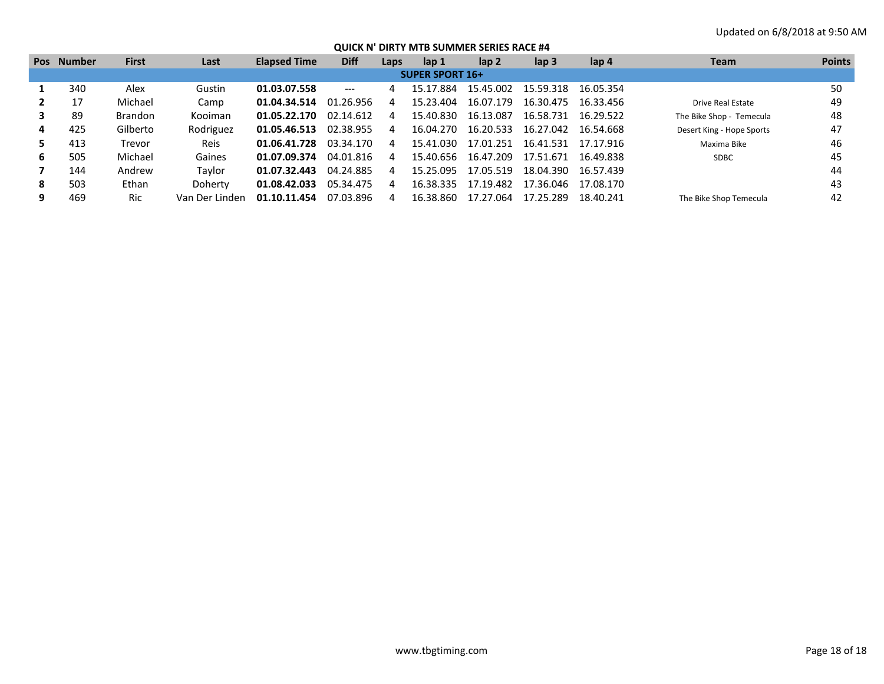Updated on 6/8/2018 at 9:50 AM

## QUICK N' DIRTY MTB SUMMER SERIES RACE #4

| Pos | Number | First | Last | Elapsed Time | Diff | Laps | lap 1 | lap 2 | lap 3 | lap 4 | Team | Points |
|---|---|---|---|---|---|---|---|---|---|---|---|---|
| | | | | | | **SUPER SPORT 16+** | | | | | | |
| **1** | 340 | Alex | Gustin | **01.03.07.558** | --- | 4 | 15.17.884 | 15.45.002 | 15.59.318 | 16.05.354 | | 50 |
| **2** | 17 | Michael | Camp | **01.04.34.514** | 01.26.956 | 4 | 15.23.404 | 16.07.179 | 16.30.475 | 16.33.456 | Drive Real Estate | 49 |
| **3** | 89 | Brandon | Kooiman | **01.05.22.170** | 02.14.612 | 4 | 15.40.830 | 16.13.087 | 16.58.731 | 16.29.522 | The Bike Shop - Temecula | 48 |
| **4** | 425 | Gilberto | Rodriguez | **01.05.46.513** | 02.38.955 | 4 | 16.04.270 | 16.20.533 | 16.27.042 | 16.54.668 | Desert King - Hope Sports | 47 |
| **5** | 413 | Trevor | Reis | **01.06.41.728** | 03.34.170 | 4 | 15.41.030 | 17.01.251 | 16.41.531 | 17.17.916 | Maxima Bike | 46 |
| **6** | 505 | Michael | Gaines | **01.07.09.374** | 04.01.816 | 4 | 15.40.656 | 16.47.209 | 17.51.671 | 16.49.838 | SDBC | 45 |
| **7** | 144 | Andrew | Taylor | **01.07.32.443** | 04.24.885 | 4 | 15.25.095 | 17.05.519 | 18.04.390 | 16.57.439 | | 44 |
| **8** | 503 | Ethan | Doherty | **01.08.42.033** | 05.34.475 | 4 | 16.38.335 | 17.19.482 | 17.36.046 | 17.08.170 | | 43 |
| **9** | 469 | Ric | Van Der Linden | **01.10.11.454** | 07.03.896 | 4 | 16.38.860 | 17.27.064 | 17.25.289 | 18.40.241 | The Bike Shop Temecula | 42 |

www.tbgtiming.com